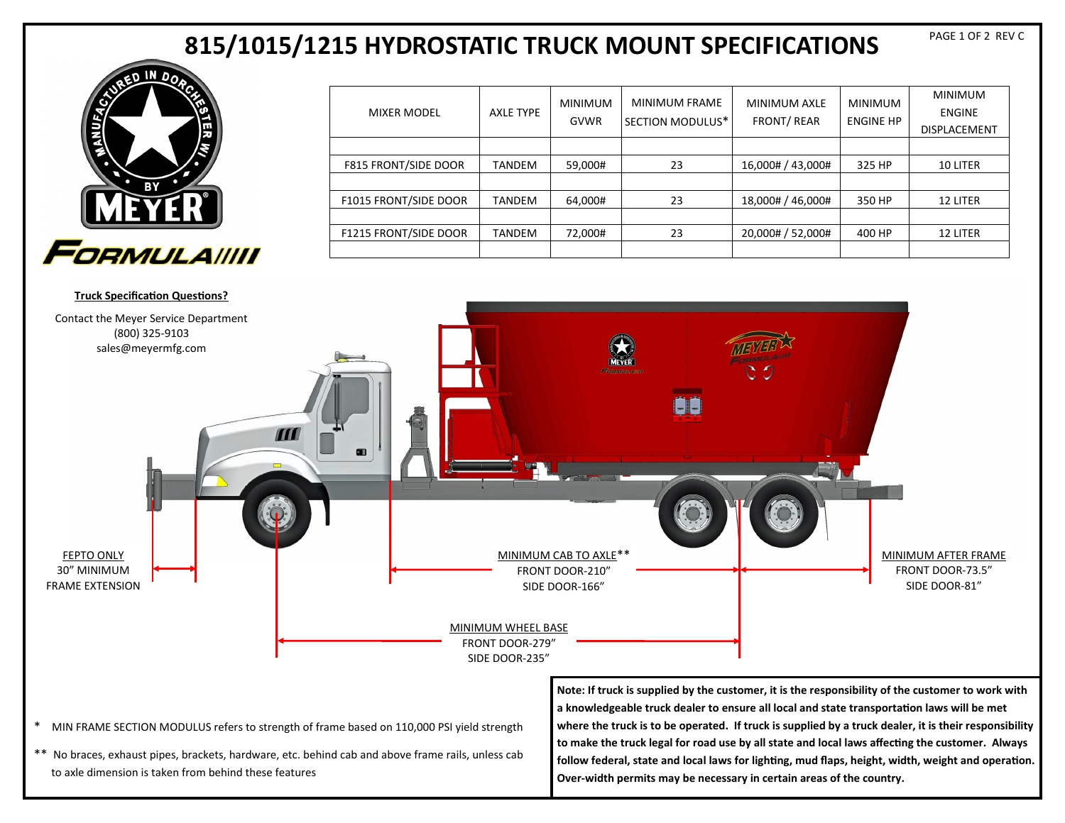# 815/1015/1215 HYDROSTATIC TRUCK MOUNT SPECIFICATIONS

| MIXER MODEL | AXLE TYPE | MINIMUM GVWR | MINIMUM FRAME SECTION MODULUS* | MINIMUM AXLE FRONT/ REAR | MINIMUM ENGINE HP | MINIMUM ENGINE DISPLACEMENT |
|---|---|---|---|---|---|---|
| F815 FRONT/SIDE DOOR | TANDEM | 59,000# | 23 | 16,000# / 43,000# | 325 HP | 10 LITER |
| F1015 FRONT/SIDE DOOR | TANDEM | 64,000# | 23 | 18,000# / 46,000# | 350 HP | 12 LITER |
| F1215 FRONT/SIDE DOOR | TANDEM | 72,000# | 23 | 20,000# / 52,000# | 400 HP | 12 LITER |

**Truck Specification Questions?**

Contact the Meyer Service Department
(800) 325-9103
sales@meyermfg.com

FEPTO ONLY
30" MINIMUM FRAME EXTENSION

MINIMUM CAB TO AXLE**
FRONT DOOR-210"
SIDE DOOR-166"

MINIMUM AFTER FRAME
FRONT DOOR-73.5"
SIDE DOOR-81"

MINIMUM WHEEL BASE
FRONT DOOR-279"
SIDE DOOR-235"

\* MIN FRAME SECTION MODULUS refers to strength of frame based on 110,000 PSI yield strength

\*\* No braces, exhaust pipes, brackets, hardware, etc. behind cab and above frame rails, unless cab to axle dimension is taken from behind these features

**Note: If truck is supplied by the customer, it is the responsibility of the customer to work with a knowledgeable truck dealer to ensure all local and state transportation laws will be met where the truck is to be operated. If truck is supplied by a truck dealer, it is their responsibility to make the truck legal for road use by all state and local laws affecting the customer. Always follow federal, state and local laws for lighting, mud flaps, height, width, weight and operation. Over-width permits may be necessary in certain areas of the country.**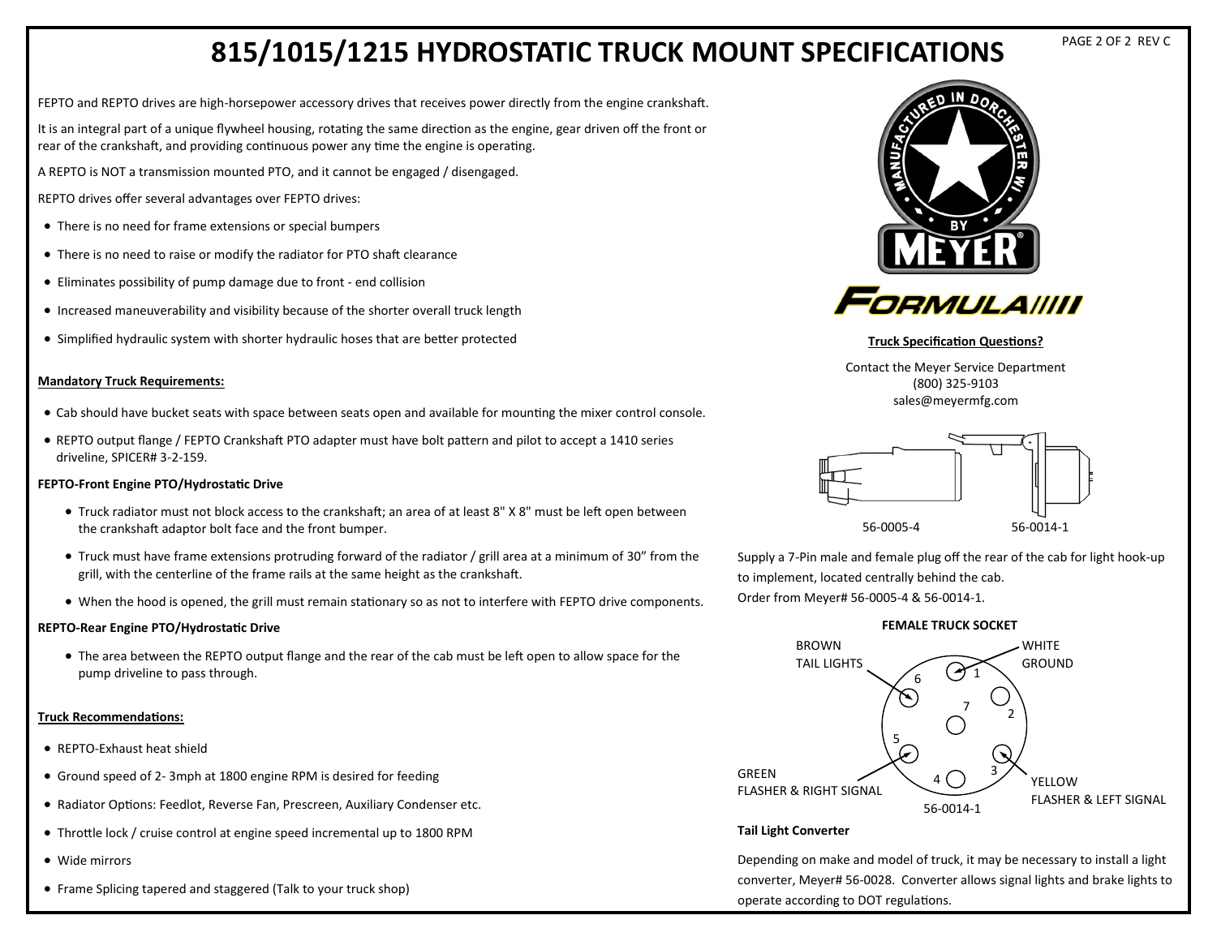# 815/1015/1215 HYDROSTATIC TRUCK MOUNT SPECIFICATIONS

FEPTO and REPTO drives are high-horsepower accessory drives that receives power directly from the engine crankshaft.

It is an integral part of a unique flywheel housing, rotating the same direction as the engine, gear driven off the front or rear of the crankshaft, and providing continuous power any time the engine is operating.

A REPTO is NOT a transmission mounted PTO, and it cannot be engaged / disengaged.

REPTO drives offer several advantages over FEPTO drives:

- There is no need for frame extensions or special bumpers
- There is no need to raise or modify the radiator for PTO shaft clearance
- Eliminates possibility of pump damage due to front - end collision
- Increased maneuverability and visibility because of the shorter overall truck length
- Simplified hydraulic system with shorter hydraulic hoses that are better protected

**Mandatory Truck Requirements:**

- Cab should have bucket seats with space between seats open and available for mounting the mixer control console.
- REPTO output flange / FEPTO Crankshaft PTO adapter must have bolt pattern and pilot to accept a 1410 series driveline, SPICER# 3-2-159.

**FEPTO-Front Engine PTO/Hydrostatic Drive**

- Truck radiator must not block access to the crankshaft; an area of at least 8" X 8" must be left open between the crankshaft adaptor bolt face and the front bumper.
- Truck must have frame extensions protruding forward of the radiator / grill area at a minimum of 30" from the grill, with the centerline of the frame rails at the same height as the crankshaft.
- When the hood is opened, the grill must remain stationary so as not to interfere with FEPTO drive components.

**REPTO-Rear Engine PTO/Hydrostatic Drive**

- The area between the REPTO output flange and the rear of the cab must be left open to allow space for the pump driveline to pass through.

**Truck Recommendations:**

- REPTO-Exhaust heat shield
- Ground speed of 2- 3mph at 1800 engine RPM is desired for feeding
- Radiator Options: Feedlot, Reverse Fan, Prescreen, Auxiliary Condenser etc.
- Throttle lock / cruise control at engine speed incremental up to 1800 RPM
- Wide mirrors
- Frame Splicing tapered and staggered (Talk to your truck shop)

MANUFACTURED IN DORCHESTER WI BY MEYER®

FORMULA

**Truck Specification Questions?**

Contact the Meyer Service Department
(800) 325-9103
sales@meyermfg.com

56-0005-4

56-0014-1

Supply a 7-Pin male and female plug off the rear of the cab for light hook-up to implement, located centrally behind the cab.
Order from Meyer# 56-0005-4 & 56-0014-1.

**FEMALE TRUCK SOCKET**

BROWN
TAIL LIGHTS

WHITE
GROUND

GREEN
FLASHER & RIGHT SIGNAL

YELLOW
FLASHER & LEFT SIGNAL

1
2
3
4
5
6
7

56-0014-1

**Tail Light Converter**

Depending on make and model of truck, it may be necessary to install a light converter, Meyer# 56-0028. Converter allows signal lights and brake lights to operate according to DOT regulations.